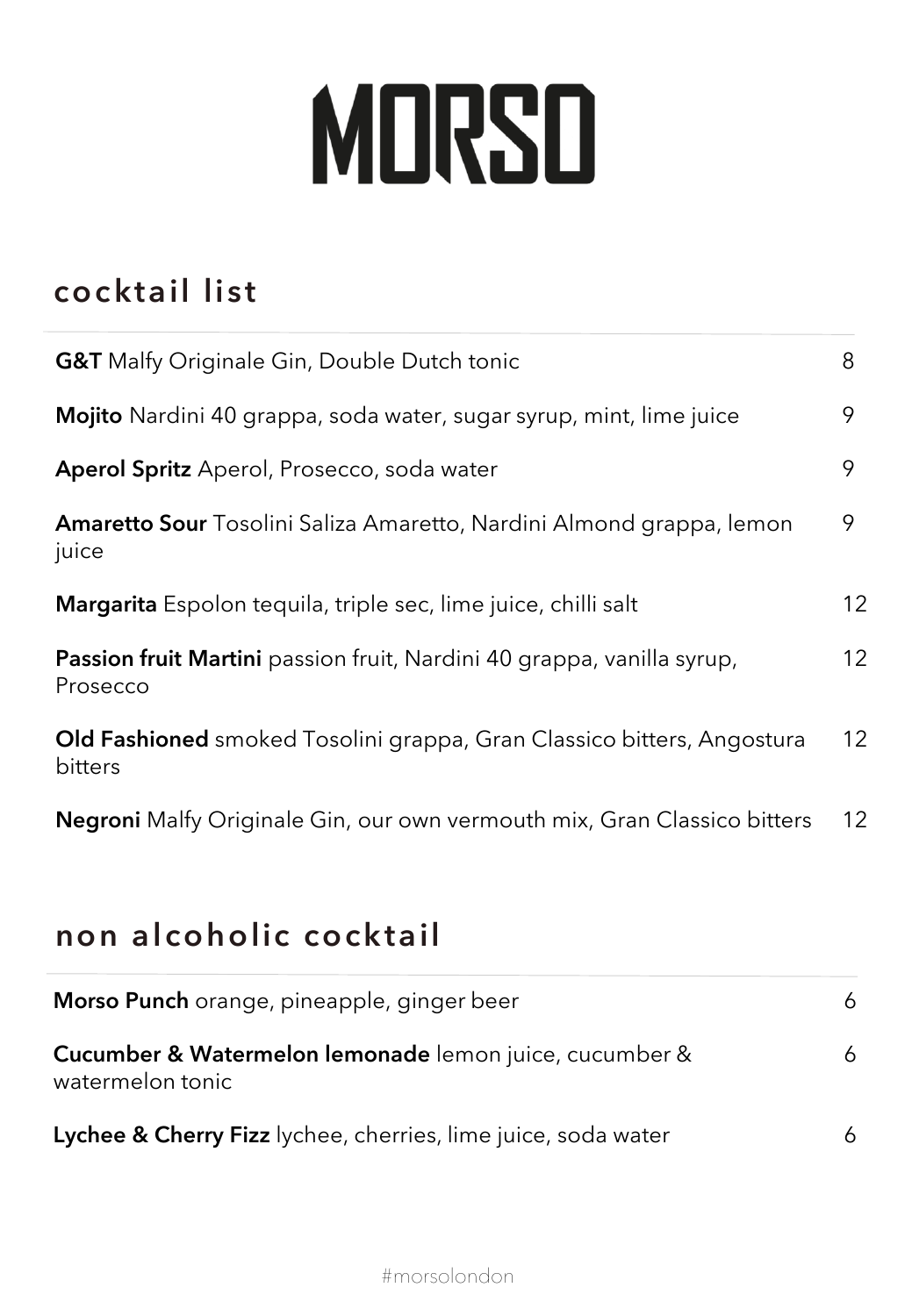# MORSO

## cocktail list

| | |
|---|---|
| **G&T** Malfy Originale Gin, Double Dutch tonic | 8 |
| **Mojito** Nardini 40 grappa, soda water, sugar syrup, mint, lime juice | 9 |
| **Aperol Spritz** Aperol, Prosecco, soda water | 9 |
| **Amaretto Sour** Tosolini Saliza Amaretto, Nardini Almond grappa, lemon juice | 9 |
| **Margarita** Espolon tequila, triple sec, lime juice, chilli salt | 12 |
| **Passion fruit Martini** passion fruit, Nardini 40 grappa, vanilla syrup, Prosecco | 12 |
| **Old Fashioned** smoked Tosolini grappa, Gran Classico bitters, Angostura bitters | 12 |
| **Negroni** Malfy Originale Gin, our own vermouth mix, Gran Classico bitters | 12 |

## non alcoholic cocktail

| | |
|---|---|
| **Morso Punch** orange, pineapple, ginger beer | 6 |
| **Cucumber & Watermelon lemonade** lemon juice, cucumber & watermelon tonic | 6 |
| **Lychee & Cherry Fizz** lychee, cherries, lime juice, soda water | 6 |

#morsolondon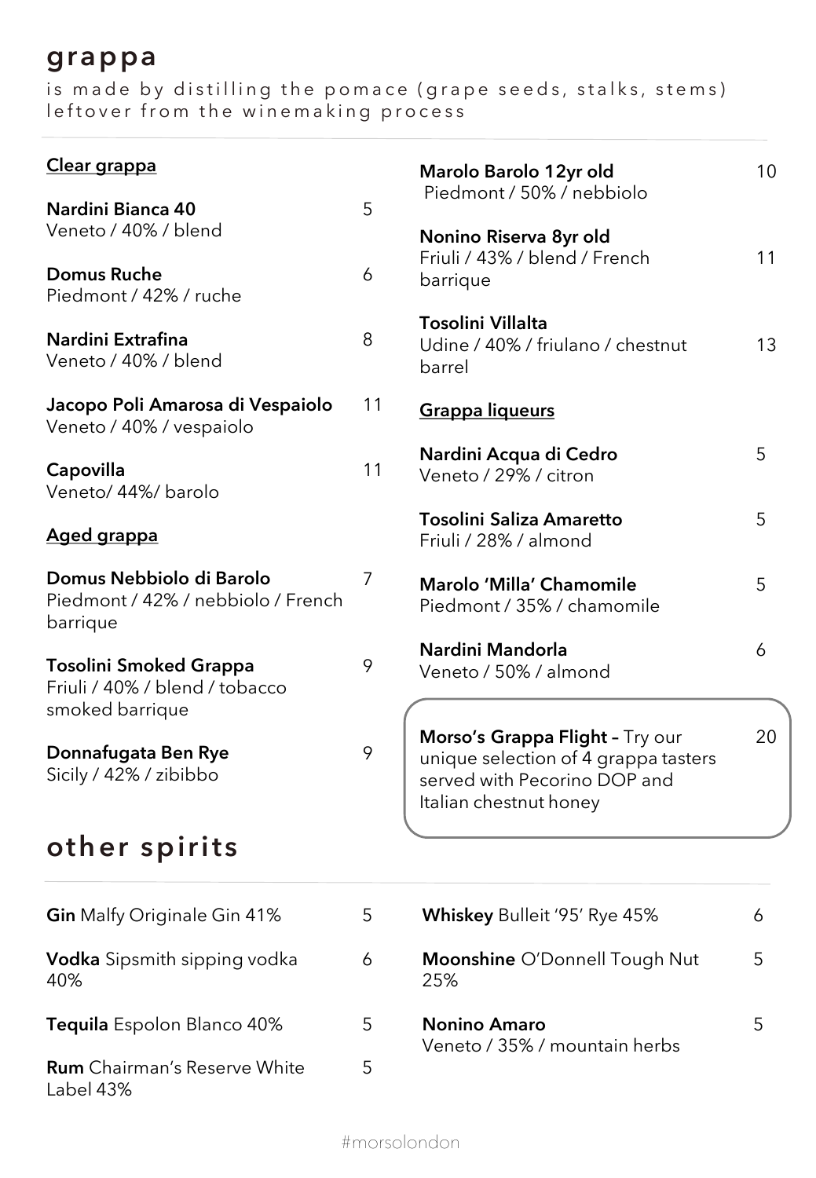# grappa

is made by distilling the pomace (grape seeds, stalks, stems) leftover from the winemaking process

## Clear grappa

**Nardini Bianca 40** 5
Veneto / 40% / blend

**Domus Ruche** 6
Piedmont / 42% / ruche

**Nardini Extrafina** 8
Veneto / 40% / blend

**Jacopo Poli Amarosa di Vespaiolo** 11
Veneto / 40% / vespaiolo

**Capovilla** 11
Veneto/ 44%/ barolo

## Aged grappa

**Domus Nebbiolo di Barolo** 7
Piedmont / 42% / nebbiolo / French barrique

**Tosolini Smoked Grappa** 9
Friuli / 40% / blend / tobacco smoked barrique

**Donnafugata Ben Rye** 9
Sicily / 42% / zibibbo

**Marolo Barolo 12yr old** 10
Piedmont / 50% / nebbiolo

**Nonino Riserva 8yr old** 11
Friuli / 43% / blend / French barrique

**Tosolini Villalta** 13
Udine / 40% / friulano / chestnut barrel

## Grappa liqueurs

**Nardini Acqua di Cedro** 5
Veneto / 29% / citron

**Tosolini Saliza Amaretto** 5
Friuli / 28% / almond

**Marolo 'Milla' Chamomile** 5
Piedmont / 35% / chamomile

**Nardini Mandorla** 6
Veneto / 50% / almond

**Morso's Grappa Flight –** Try our unique selection of 4 grappa tasters served with Pecorino DOP and Italian chestnut honey 20

# other spirits

**Gin** Malfy Originale Gin 41% 5

**Vodka** Sipsmith sipping vodka 40% 6

**Tequila** Espolon Blanco 40% 5

**Rum** Chairman's Reserve White Label 43% 5

**Whiskey** Bulleit '95' Rye 45% 6

**Moonshine** O'Donnell Tough Nut 25% 5

**Nonino Amaro** 5
Veneto / 35% / mountain herbs

#morsolondon